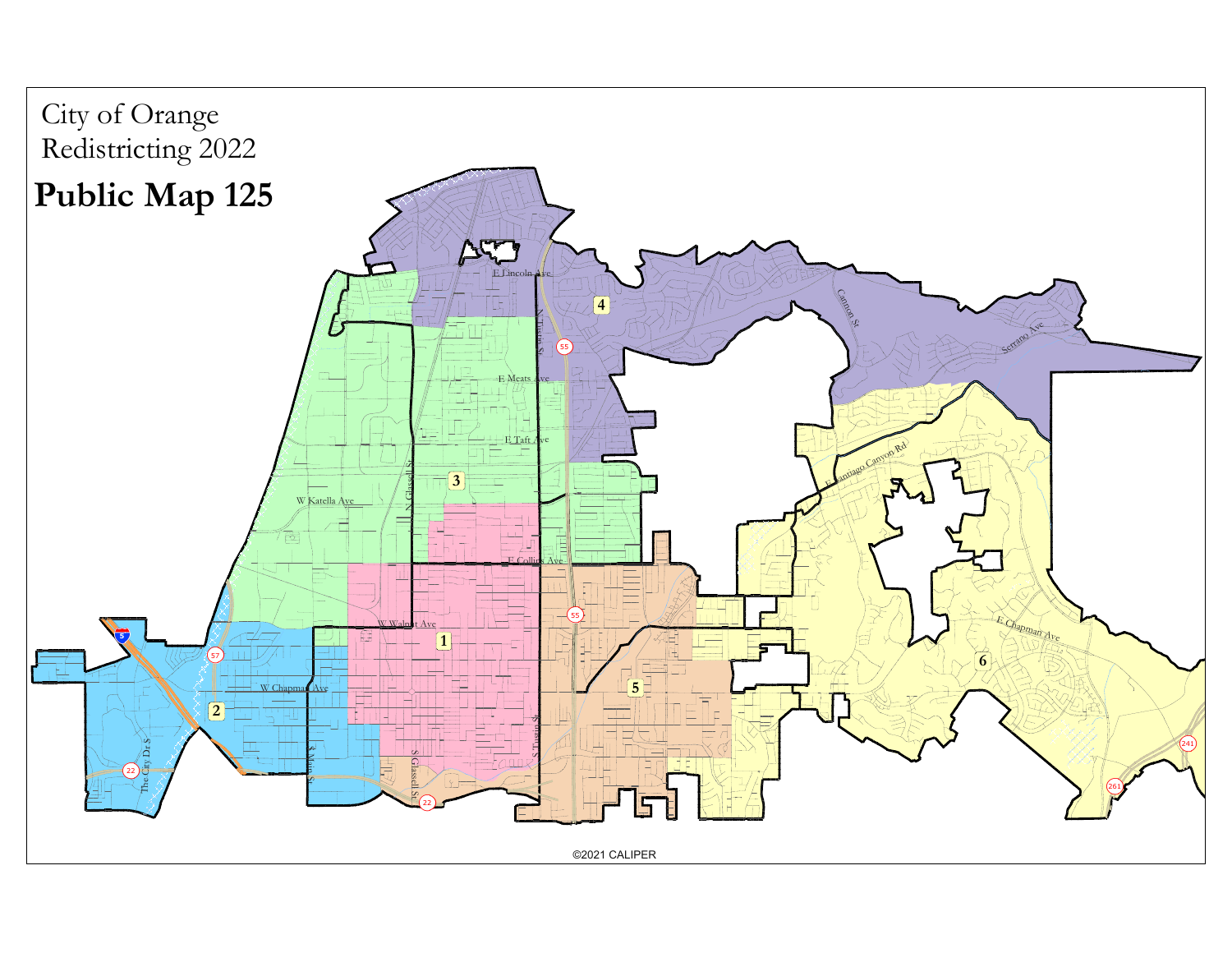City of Orange
Redistricting 2022

# Public Map 125

E Lincoln Ave
4
N Tustin St
55
E Meats Ave
Cannon St
Serrano Ave
E Taft Ave
E Santiago Canyon Rd
N Glassell St
3
W Katella Ave
E Collins Ave
55
W Walnut Ave
1
E Chapman Ave
6
5
W Chapman Ave
57
5
2
S Main St
S Glassell St
S Tustin St
22
The City Dr S
22
241
261

©2021 CALIPER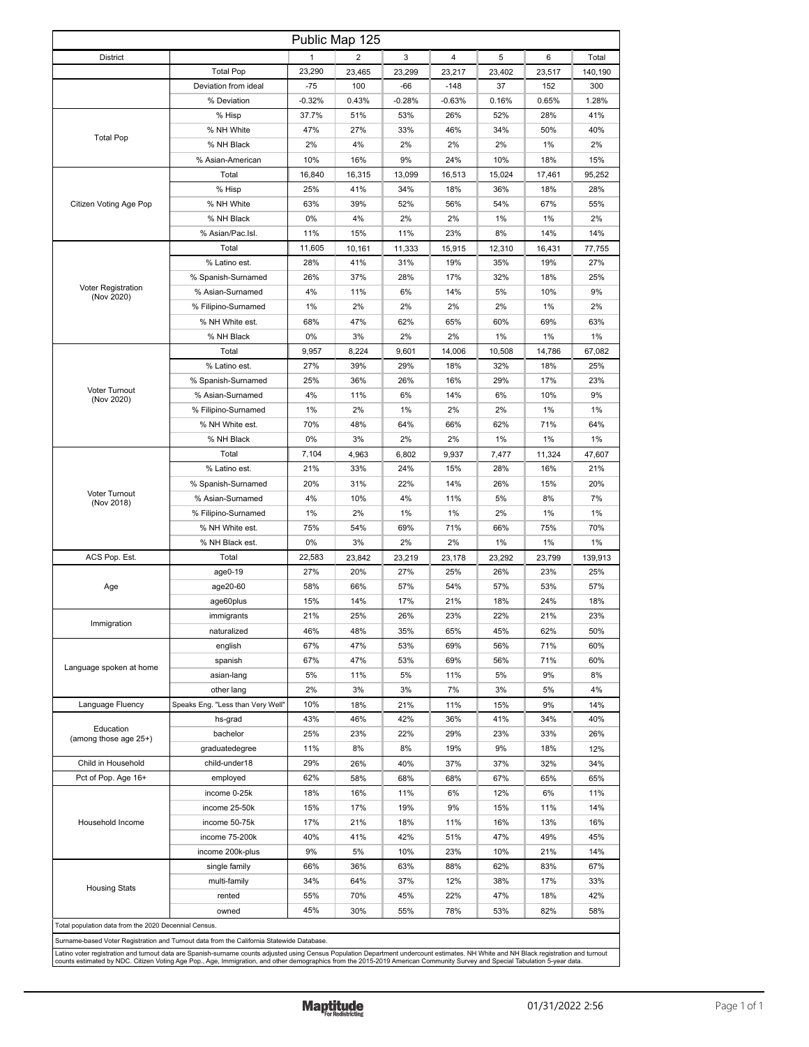# Public Map 125

| District | | 1 | 2 | 3 | 4 | 5 | 6 | Total |
|---|---|---|---|---|---|---|---|---|
| | Total Pop | 23,290 | 23,465 | 23,299 | 23,217 | 23,402 | 23,517 | 140,190 |
| | Deviation from ideal | -75 | 100 | -66 | -148 | 37 | 152 | 300 |
| | % Deviation | -0.32% | 0.43% | -0.28% | -0.63% | 0.16% | 0.65% | 1.28% |
| Total Pop | % Hisp | 37.7% | 51% | 53% | 26% | 52% | 28% | 41% |
| | % NH White | 47% | 27% | 33% | 46% | 34% | 50% | 40% |
| | % NH Black | 2% | 4% | 2% | 2% | 2% | 1% | 2% |
| | % Asian-American | 10% | 16% | 9% | 24% | 10% | 18% | 15% |
| Citizen Voting Age Pop | Total | 16,840 | 16,315 | 13,099 | 16,513 | 15,024 | 17,461 | 95,252 |
| | % Hisp | 25% | 41% | 34% | 18% | 36% | 18% | 28% |
| | % NH White | 63% | 39% | 52% | 56% | 54% | 67% | 55% |
| | % NH Black | 0% | 4% | 2% | 2% | 1% | 1% | 2% |
| | % Asian/Pac.Isl. | 11% | 15% | 11% | 23% | 8% | 14% | 14% |
| Voter Registration (Nov 2020) | Total | 11,605 | 10,161 | 11,333 | 15,915 | 12,310 | 16,431 | 77,755 |
| | % Latino est. | 28% | 41% | 31% | 19% | 35% | 19% | 27% |
| | % Spanish-Surnamed | 26% | 37% | 28% | 17% | 32% | 18% | 25% |
| | % Asian-Surnamed | 4% | 11% | 6% | 14% | 5% | 10% | 9% |
| | % Filipino-Surnamed | 1% | 2% | 2% | 2% | 2% | 1% | 2% |
| | % NH White est. | 68% | 47% | 62% | 65% | 60% | 69% | 63% |
| | % NH Black | 0% | 3% | 2% | 2% | 1% | 1% | 1% |
| Voter Turnout (Nov 2020) | Total | 9,957 | 8,224 | 9,601 | 14,006 | 10,508 | 14,786 | 67,082 |
| | % Latino est. | 27% | 39% | 29% | 18% | 32% | 18% | 25% |
| | % Spanish-Surnamed | 25% | 36% | 26% | 16% | 29% | 17% | 23% |
| | % Asian-Surnamed | 4% | 11% | 6% | 14% | 6% | 10% | 9% |
| | % Filipino-Surnamed | 1% | 2% | 1% | 2% | 2% | 1% | 1% |
| | % NH White est. | 70% | 48% | 64% | 66% | 62% | 71% | 64% |
| | % NH Black | 0% | 3% | 2% | 2% | 1% | 1% | 1% |
| Voter Turnout (Nov 2018) | Total | 7,104 | 4,963 | 6,802 | 9,937 | 7,477 | 11,324 | 47,607 |
| | % Latino est. | 21% | 33% | 24% | 15% | 28% | 16% | 21% |
| | % Spanish-Surnamed | 20% | 31% | 22% | 14% | 26% | 15% | 20% |
| | % Asian-Surnamed | 4% | 10% | 4% | 11% | 5% | 8% | 7% |
| | % Filipino-Surnamed | 1% | 2% | 1% | 1% | 2% | 1% | 1% |
| | % NH White est. | 75% | 54% | 69% | 71% | 66% | 75% | 70% |
| | % NH Black est. | 0% | 3% | 2% | 2% | 1% | 1% | 1% |
| ACS Pop. Est. | Total | 22,583 | 23,842 | 23,219 | 23,178 | 23,292 | 23,799 | 139,913 |
| Age | age0-19 | 27% | 20% | 27% | 25% | 26% | 23% | 25% |
| | age20-60 | 58% | 66% | 57% | 54% | 57% | 53% | 57% |
| | age60plus | 15% | 14% | 17% | 21% | 18% | 24% | 18% |
| Immigration | immigrants | 21% | 25% | 26% | 23% | 22% | 21% | 23% |
| | naturalized | 46% | 48% | 35% | 65% | 45% | 62% | 50% |
| Language spoken at home | english | 67% | 47% | 53% | 69% | 56% | 71% | 60% |
| | spanish | 67% | 47% | 53% | 69% | 56% | 71% | 60% |
| | asian-lang | 5% | 11% | 5% | 11% | 5% | 9% | 8% |
| | other lang | 2% | 3% | 3% | 7% | 3% | 5% | 4% |
| Language Fluency | Speaks Eng. "Less than Very Well" | 10% | 18% | 21% | 11% | 15% | 9% | 14% |
| Education (among those age 25+) | hs-grad | 43% | 46% | 42% | 36% | 41% | 34% | 40% |
| | bachelor | 25% | 23% | 22% | 29% | 23% | 33% | 26% |
| | graduatedegree | 11% | 8% | 8% | 19% | 9% | 18% | 12% |
| Child in Household | child-under18 | 29% | 26% | 40% | 37% | 37% | 32% | 34% |
| Pct of Pop. Age 16+ | employed | 62% | 58% | 68% | 68% | 67% | 65% | 65% |
| Household Income | income 0-25k | 18% | 16% | 11% | 6% | 12% | 6% | 11% |
| | income 25-50k | 15% | 17% | 19% | 9% | 15% | 11% | 14% |
| | income 50-75k | 17% | 21% | 18% | 11% | 16% | 13% | 16% |
| | income 75-200k | 40% | 41% | 42% | 51% | 47% | 49% | 45% |
| | income 200k-plus | 9% | 5% | 10% | 23% | 10% | 21% | 14% |
| Housing Stats | single family | 66% | 36% | 63% | 88% | 62% | 83% | 67% |
| | multi-family | 34% | 64% | 37% | 12% | 38% | 17% | 33% |
| | rented | 55% | 70% | 45% | 22% | 47% | 18% | 42% |
| | owned | 45% | 30% | 55% | 78% | 53% | 82% | 58% |

Total population data from the 2020 Decennial Census.

Surname-based Voter Registration and Turnout data from the California Statewide Database.

Latino voter registration and turnout data are Spanish-surname counts adjusted using Census Population Department undercount estimates. NH White and NH Black registration and turnout counts estimated by NDC. Citizen Voting Age Pop., Age, Immigration, and other demographics from the 2015-2019 American Community Survey and Special Tabulation 5-year data.

Maptitude For Redistricting

01/31/2022 2:56